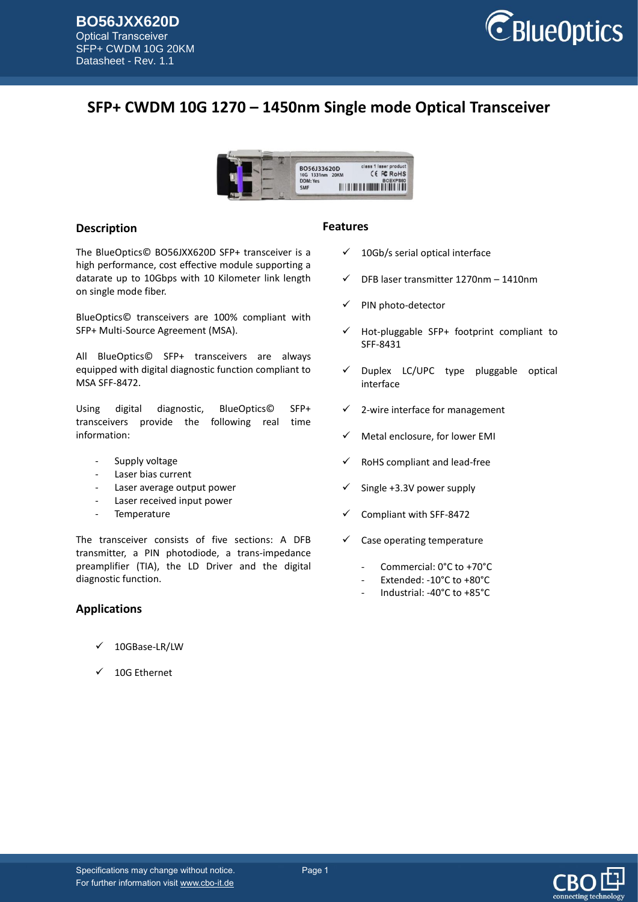# SFP+ CWDM 10G 1270 – 1450nm Single mode Optical Transceiver

## Description

The BlueOptics© BO56JXX620D SFP+ transceiver is a high performance, cost effective module supporting a datarate up to 10Gbps with 10 Kilometer link length on single mode fiber.

BlueOptics© transceivers are 100% compliant with SFP+ Multi-Source Agreement (MSA).

All BlueOptics© SFP+ transceivers are always equipped with digital diagnostic function compliant to MSA SFF-8472.

Using digital diagnostic, BlueOptics© SFP+ transceivers provide the following real time information:

- Supply voltage
- Laser bias current
- Laser average output power
- Laser received input power
- Temperature

The transceiver consists of five sections: A DFB transmitter, a PIN photodiode, a trans-impedance preamplifier (TIA), the LD Driver and the digital diagnostic function.

## Applications

- ✓ 10GBase-LR/LW
- ✓ 10G Ethernet

## Features

- ✓ 10Gb/s serial optical interface
- ✓ DFB laser transmitter 1270nm – 1410nm
- ✓ PIN photo-detector
- ✓ Hot-pluggable SFP+ footprint compliant to SFF-8431
- ✓ Duplex LC/UPC type pluggable optical interface
- ✓ 2-wire interface for management
- ✓ Metal enclosure, for lower EMI
- ✓ RoHS compliant and lead-free
- ✓ Single +3.3V power supply
- ✓ Compliant with SFF-8472
- ✓ Case operating temperature
  - Commercial: 0°C to +70°C
  - Extended: -10°C to +80°C
  - Industrial: -40°C to +85°C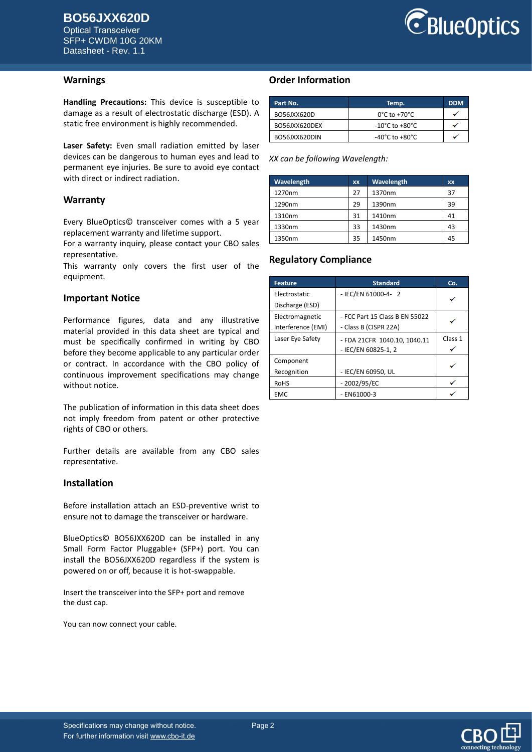## Warnings

**Handling Precautions:** This device is susceptible to damage as a result of electrostatic discharge (ESD). A static free environment is highly recommended.

**Laser Safety:** Even small radiation emitted by laser devices can be dangerous to human eyes and lead to permanent eye injuries. Be sure to avoid eye contact with direct or indirect radiation.

## Warranty

Every BlueOptics© transceiver comes with a 5 year replacement warranty and lifetime support.
For a warranty inquiry, please contact your CBO sales representative.
This warranty only covers the first user of the equipment.

## Important Notice

Performance figures, data and any illustrative material provided in this data sheet are typical and must be specifically confirmed in writing by CBO before they become applicable to any particular order or contract. In accordance with the CBO policy of continuous improvement specifications may change without notice.

The publication of information in this data sheet does not imply freedom from patent or other protective rights of CBO or others.

Further details are available from any CBO sales representative.

## Installation

Before installation attach an ESD-preventive wrist to ensure not to damage the transceiver or hardware.

BlueOptics© BO56JXX620D can be installed in any Small Form Factor Pluggable+ (SFP+) port. You can install the BO56JXX620D regardless if the system is powered on or off, because it is hot-swappable.

Insert the transceiver into the SFP+ port and remove the dust cap.

You can now connect your cable.

## Order Information

| Part No. | Temp. | DDM |
|---|---|---|
| BO56JXX620D | 0°C to +70°C | ✓ |
| BO56JXX620DEX | -10°C to +80°C | ✓ |
| BO56JXX620DIN | -40°C to +80°C | ✓ |

*XX can be following Wavelength:*

| Wavelength | xx | Wavelength | xx |
|---|---|---|---|
| 1270nm | 27 | 1370nm | 37 |
| 1290nm | 29 | 1390nm | 39 |
| 1310nm | 31 | 1410nm | 41 |
| 1330nm | 33 | 1430nm | 43 |
| 1350nm | 35 | 1450nm | 45 |

## Regulatory Compliance

| Feature | Standard | Co. |
|---|---|---|
| Electrostatic Discharge (ESD) | - IEC/EN 61000-4- 2 | ✓ |
| Electromagnetic Interference (EMI) | - FCC Part 15 Class B EN 55022<br>- Class B (CISPR 22A) | ✓ |
| Laser Eye Safety | - FDA 21CFR 1040.10, 1040.11<br>- IEC/EN 60825-1, 2 | Class 1 ✓ |
| Component Recognition | - IEC/EN 60950, UL | ✓ |
| RoHS | - 2002/95/EC | ✓ |
| EMC | - EN61000-3 | ✓ |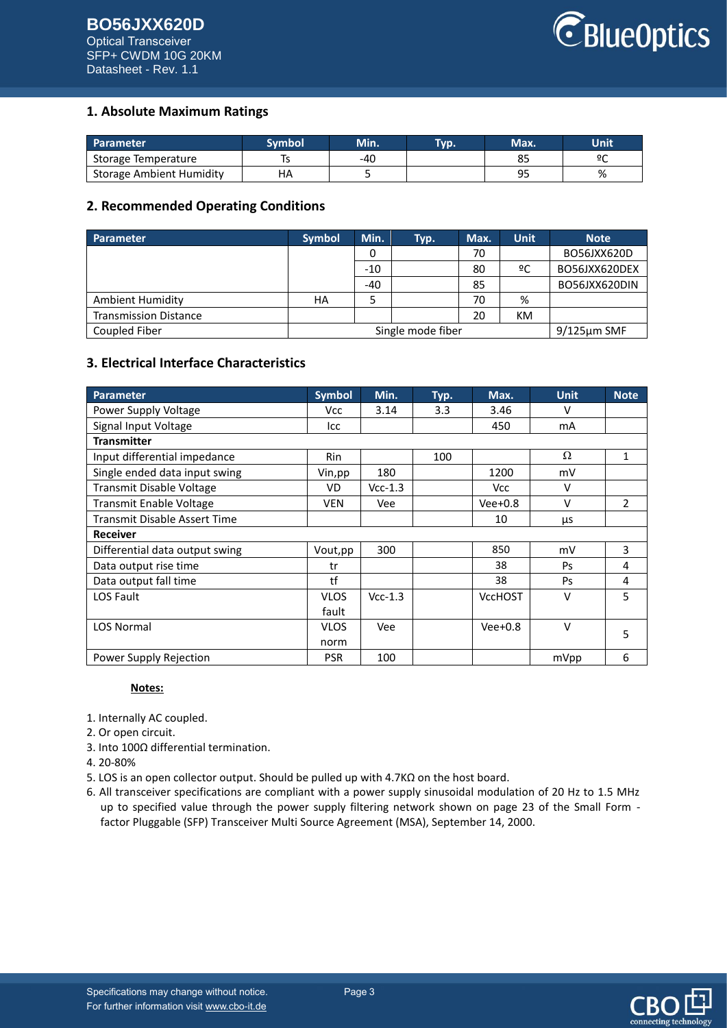## 1. Absolute Maximum Ratings

| Parameter | Symbol | Min. | Typ. | Max. | Unit |
|---|---|---|---|---|---|
| Storage Temperature | Ts | -40 | | 85 | ºC |
| Storage Ambient Humidity | HA | 5 | | 95 | % |

## 2. Recommended Operating Conditions

| Parameter | Symbol | Min. | Typ. | Max. | Unit | Note |
|---|---|---|---|---|---|---|
| | | 0 | | 70 | | BO56JXX620D |
| | | -10 | | 80 | ºC | BO56JXX620DEX |
| | | -40 | | 85 | | BO56JXX620DIN |
| Ambient Humidity | HA | 5 | | 70 | % | |
| Transmission Distance | | | | 20 | KM | |
| Coupled Fiber | Single mode fiber | | | | | 9/125μm SMF |

## 3. Electrical Interface Characteristics

| Parameter | Symbol | Min. | Typ. | Max. | Unit | Note |
|---|---|---|---|---|---|---|
| Power Supply Voltage | Vcc | 3.14 | 3.3 | 3.46 | V | |
| Signal Input Voltage | Icc | | | 450 | mA | |
| **Transmitter** | | | | | | |
| Input differential impedance | Rin | | 100 | | Ω | 1 |
| Single ended data input swing | Vin,pp | 180 | | 1200 | mV | |
| Transmit Disable Voltage | VD | Vcc-1.3 | | Vcc | V | |
| Transmit Enable Voltage | VEN | Vee | | Vee+0.8 | V | 2 |
| Transmit Disable Assert Time | | | | 10 | μs | |
| **Receiver** | | | | | | |
| Differential data output swing | Vout,pp | 300 | | 850 | mV | 3 |
| Data output rise time | tr | | | 38 | Ps | 4 |
| Data output fall time | tf | | | 38 | Ps | 4 |
| LOS Fault | VLOS fault | Vcc-1.3 | | VccHOST | V | 5 |
| LOS Normal | VLOS norm | Vee | | Vee+0.8 | V | 5 |
| Power Supply Rejection | PSR | 100 | | | mVpp | 6 |

**Notes:**

1. Internally AC coupled.
2. Or open circuit.
3. Into 100Ω differential termination.
4. 20-80%
5. LOS is an open collector output. Should be pulled up with 4.7KΩ on the host board.
6. All transceiver specifications are compliant with a power supply sinusoidal modulation of 20 Hz to 1.5 MHz up to specified value through the power supply filtering network shown on page 23 of the Small Form - factor Pluggable (SFP) Transceiver Multi Source Agreement (MSA), September 14, 2000.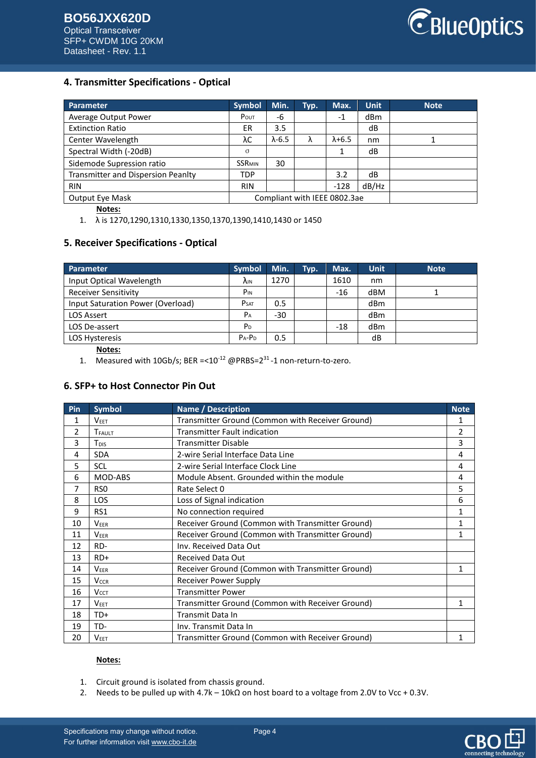## 4. Transmitter Specifications - Optical

| Parameter | Symbol | Min. | Typ. | Max. | Unit | Note |
|---|---|---|---|---|---|---|
| Average Output Power | $P_{OUT}$ | -6 | | -1 | dBm | |
| Extinction Ratio | ER | 3.5 | | | dB | |
| Center Wavelength | λC | λ-6.5 | λ | λ+6.5 | nm | 1 |
| Spectral Width (-20dB) | σ | | | 1 | dB | |
| Sidemode Supression ratio | $SSR_{MIN}$ | 30 | | | | |
| Transmitter and Dispersion Peanlty | TDP | | | 3.2 | dB | |
| RIN | RIN | | | -128 | dB/Hz | |
| Output Eye Mask | Compliant with IEEE 0802.3ae | | | | | |

**Notes:**

1. λ is 1270,1290,1310,1330,1350,1370,1390,1410,1430 or 1450

## 5. Receiver Specifications - Optical

| Parameter | Symbol | Min. | Typ. | Max. | Unit | Note |
|---|---|---|---|---|---|---|
| Input Optical Wavelength | $\lambda_{IN}$ | 1270 | | 1610 | nm | |
| Receiver Sensitivity | $P_{IN}$ | | | -16 | dBM | 1 |
| Input Saturation Power (Overload) | $P_{SAT}$ | 0.5 | | | dBm | |
| LOS Assert | $P_A$ | -30 | | | dBm | |
| LOS De-assert | $P_D$ | | | -18 | dBm | |
| LOS Hysteresis | $P_A$-$P_D$ | 0.5 | | | dB | |

**Notes:**

1. Measured with 10Gb/s; BER =<$10^{-12}$ @PRBS=$2^{31}$-1 non-return-to-zero.

## 6. SFP+ to Host Connector Pin Out

| Pin | Symbol | Name / Description | Note |
|---|---|---|---|
| 1 | $V_{EET}$ | Transmitter Ground (Common with Receiver Ground) | 1 |
| 2 | $T_{FAULT}$ | Transmitter Fault indication | 2 |
| 3 | $T_{DIS}$ | Transmitter Disable | 3 |
| 4 | SDA | 2-wire Serial Interface Data Line | 4 |
| 5 | SCL | 2-wire Serial Interface Clock Line | 4 |
| 6 | MOD-ABS | Module Absent. Grounded within the module | 4 |
| 7 | RS0 | Rate Select 0 | 5 |
| 8 | LOS | Loss of Signal indication | 6 |
| 9 | RS1 | No connection required | 1 |
| 10 | $V_{EER}$ | Receiver Ground (Common with Transmitter Ground) | 1 |
| 11 | $V_{EER}$ | Receiver Ground (Common with Transmitter Ground) | 1 |
| 12 | RD- | Inv. Received Data Out | |
| 13 | RD+ | Received Data Out | |
| 14 | $V_{EER}$ | Receiver Ground (Common with Transmitter Ground) | 1 |
| 15 | $V_{CCR}$ | Receiver Power Supply | |
| 16 | $V_{CCT}$ | Transmitter Power | |
| 17 | $V_{EET}$ | Transmitter Ground (Common with Receiver Ground) | 1 |
| 18 | TD+ | Transmit Data In | |
| 19 | TD- | Inv. Transmit Data In | |
| 20 | $V_{EET}$ | Transmitter Ground (Common with Receiver Ground) | 1 |

**Notes:**

1. Circuit ground is isolated from chassis ground.
2. Needs to be pulled up with 4.7k – 10kΩ on host board to a voltage from 2.0V to Vcc + 0.3V.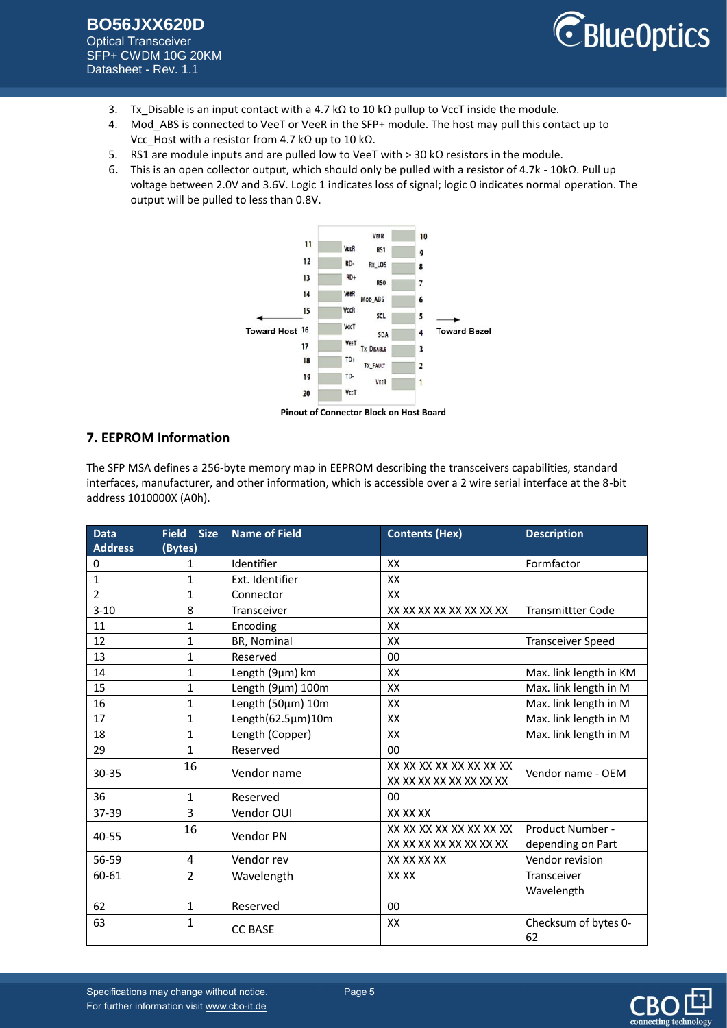3. Tx_Disable is an input contact with a 4.7 kΩ to 10 kΩ pullup to VccT inside the module.
4. Mod_ABS is connected to VeeT or VeeR in the SFP+ module. The host may pull this contact up to Vcc_Host with a resistor from 4.7 kΩ up to 10 kΩ.
5. RS1 are module inputs and are pulled low to VeeT with > 30 kΩ resistors in the module.
6. This is an open collector output, which should only be pulled with a resistor of 4.7k - 10kΩ. Pull up voltage between 2.0V and 3.6V. Logic 1 indicates loss of signal; logic 0 indicates normal operation. The output will be pulled to less than 0.8V.

| Pin | Signal | Signal | Pin |
|---|---|---|---|
| 11 | VeeR | VeeR | 10 |
| 12 | RD- | RS1 | 9 |
| 13 | RD+ | Rx_LOS | 8 |
| 14 | VeeR | RS0 | 7 |
| 15 | VccR | Mod_ABS | 6 |
| 16 | VccT | SCL | 5 |
| 17 | VeeT | SDA | 4 |
| 18 | TD+ | Tx_Disable | 3 |
| 19 | TD- | Tx_Fault | 2 |
| 20 | VeeT | VeeT | 1 |

Toward Host ← → Toward Bezel

**Pinout of Connector Block on Host Board**

## 7. EEPROM Information

The SFP MSA defines a 256-byte memory map in EEPROM describing the transceivers capabilities, standard interfaces, manufacturer, and other information, which is accessible over a 2 wire serial interface at the 8-bit address 1010000X (A0h).

| Data Address | Field Size (Bytes) | Name of Field | Contents (Hex) | Description |
|---|---|---|---|---|
| 0 | 1 | Identifier | XX | Formfactor |
| 1 | 1 | Ext. Identifier | XX | |
| 2 | 1 | Connector | XX | |
| 3-10 | 8 | Transceiver | XX XX XX XX XX XX XX XX | Transmittter Code |
| 11 | 1 | Encoding | XX | |
| 12 | 1 | BR, Nominal | XX | Transceiver Speed |
| 13 | 1 | Reserved | 00 | |
| 14 | 1 | Length (9µm) km | XX | Max. link length in KM |
| 15 | 1 | Length (9µm) 100m | XX | Max. link length in M |
| 16 | 1 | Length (50µm) 10m | XX | Max. link length in M |
| 17 | 1 | Length(62.5µm)10m | XX | Max. link length in M |
| 18 | 1 | Length (Copper) | XX | Max. link length in M |
| 29 | 1 | Reserved | 00 | |
| 30-35 | 16 | Vendor name | XX XX XX XX XX XX XX XX XX XX XX XX XX XX XX XX | Vendor name - OEM |
| 36 | 1 | Reserved | 00 | |
| 37-39 | 3 | Vendor OUI | XX XX XX | |
| 40-55 | 16 | Vendor PN | XX XX XX XX XX XX XX XX XX XX XX XX XX XX XX XX | Product Number - depending on Part |
| 56-59 | 4 | Vendor rev | XX XX XX XX | Vendor revision |
| 60-61 | 2 | Wavelength | XX XX | Transceiver Wavelength |
| 62 | 1 | Reserved | 00 | |
| 63 | 1 | CC BASE | XX | Checksum of bytes 0-62 |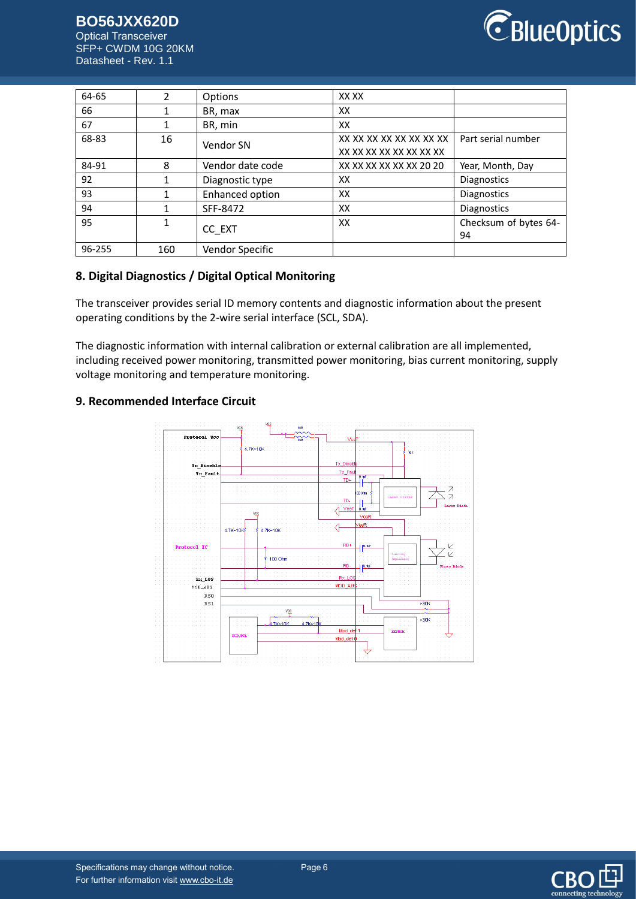| 64-65 | 2 | Options | XX XX | |
|---|---|---|---|---|
| 66 | 1 | BR, max | XX | |
| 67 | 1 | BR, min | XX | |
| 68-83 | 16 | Vendor SN | XX XX XX XX XX XX XX XX XX XX XX XX XX XX XX XX | Part serial number |
| 84-91 | 8 | Vendor date code | XX XX XX XX XX XX 20 20 | Year, Month, Day |
| 92 | 1 | Diagnostic type | XX | Diagnostics |
| 93 | 1 | Enhanced option | XX | Diagnostics |
| 94 | 1 | SFF-8472 | XX | Diagnostics |
| 95 | 1 | CC_EXT | XX | Checksum of bytes 64-94 |
| 96-255 | 160 | Vendor Specific | | |

## 8. Digital Diagnostics / Digital Optical Monitoring

The transceiver provides serial ID memory contents and diagnostic information about the present operating conditions by the 2-wire serial interface (SCL, SDA).

The diagnostic information with internal calibration or external calibration are all implemented, including received power monitoring, transmitted power monitoring, bias current monitoring, supply voltage monitoring and temperature monitoring.

## 9. Recommended Interface Circuit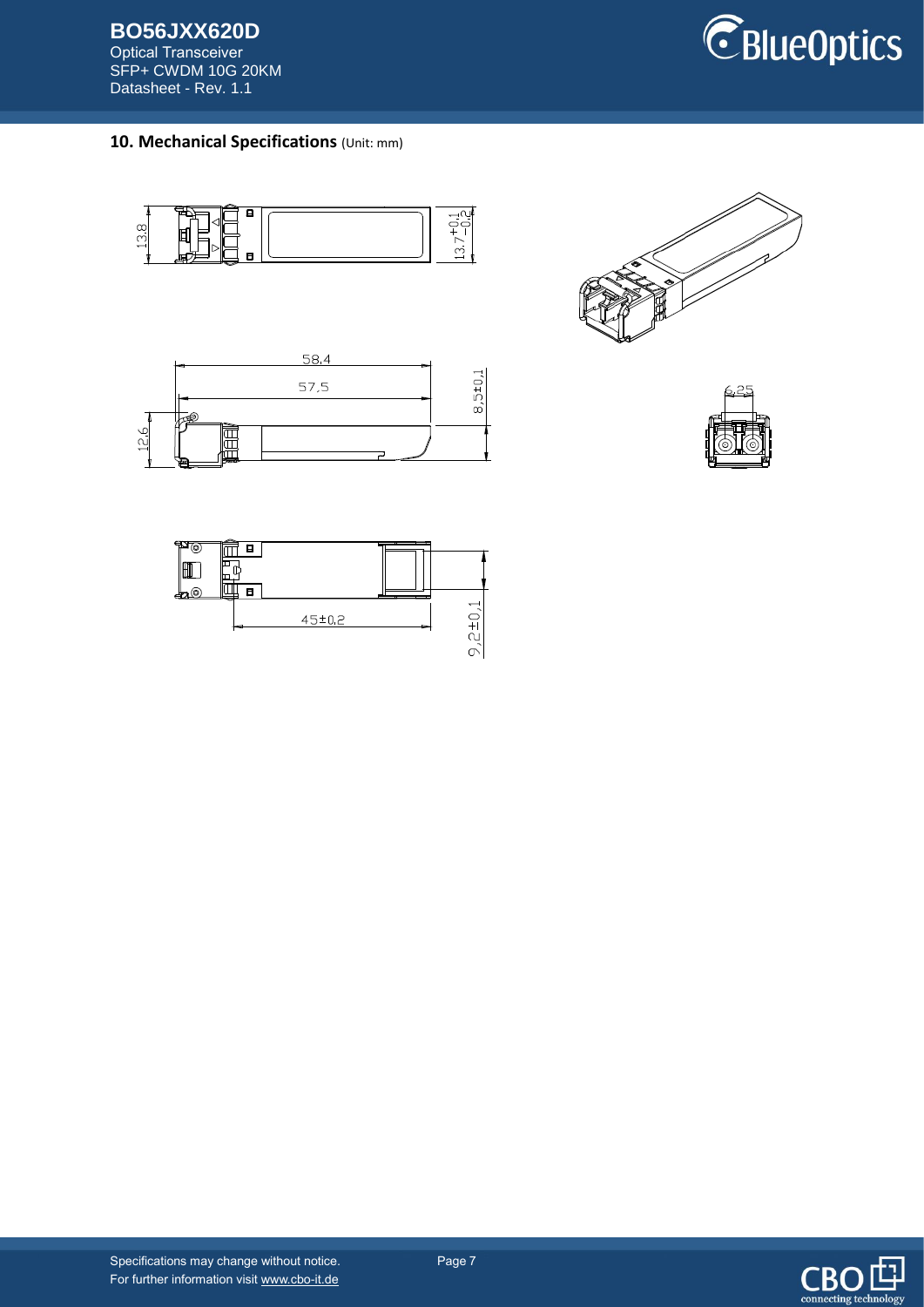## 10. Mechanical Specifications (Unit: mm)

13.8

$13.7^{+0.1}_{-0.2}$

58,4

57,5

8,5±0,1

12,6

6,25

45±0,2

9,2±0,1